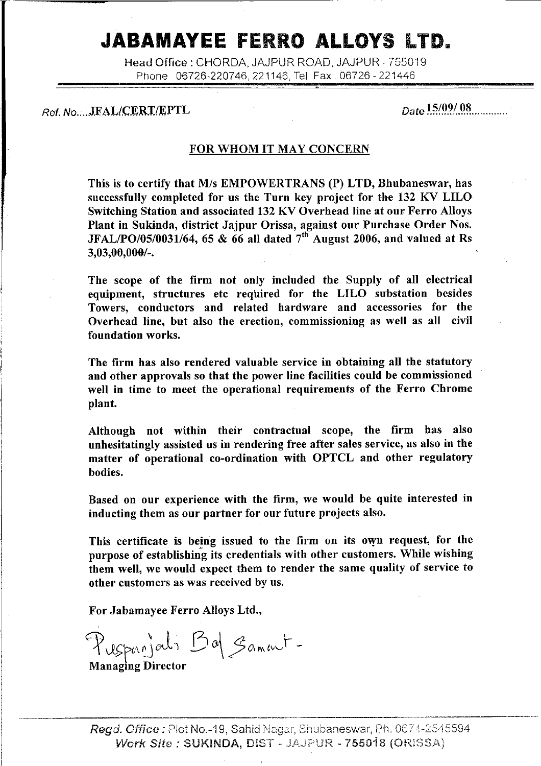# JABAMAYEE FERRO ALLOYS LTD.

Head Office : CHORDA, JAJPUR ROAD, JAJPUR - 755019
Phone 06726-220746, 221146, Tel Fax 06726 - 221446

Ref. No.: JFAL/CERT/EPTL

Date 15/09/ 08

## FOR WHOM IT MAY CONCERN

**This is to certify that M/s EMPOWERTRANS (P) LTD, Bhubaneswar, has successfully completed for us the Turn key project for the 132 KV LILO Switching Station and associated 132 KV Overhead line at our Ferro Alloys Plant in Sukinda, district Jajpur Orissa, against our Purchase Order Nos. JFAL/PO/05/0031/64, 65 & 66 all dated 7th August 2006, and valued at Rs 3,03,00,000/-.**

**The scope of the firm not only included the Supply of all electrical equipment, structures etc required for the LILO substation besides Towers, conductors and related hardware and accessories for the Overhead line, but also the erection, commissioning as well as all civil foundation works.**

**The firm has also rendered valuable service in obtaining all the statutory and other approvals so that the power line facilities could be commissioned well in time to meet the operational requirements of the Ferro Chrome plant.**

**Although not within their contractual scope, the firm has also unhesitatingly assisted us in rendering free after sales service, as also in the matter of operational co-ordination with OPTCL and other regulatory bodies.**

**Based on our experience with the firm, we would be quite interested in inducting them as our partner for our future projects also.**

**This certificate is being issued to the firm on its own request, for the purpose of establishing its credentials with other customers. While wishing them well, we would expect them to render the same quality of service to other customers as was received by us.**

**For Jabamayee Ferro Alloys Ltd.,**

Puspanjali Bal Samant

**Managing Director**

*Regd. Office :* Plot No.-19, Sahid Nagar, Bhubaneswar, Ph. 0674-2545594
*Work Site :* SUKINDA, DIST - JAJPUR - 755018 (ORISSA)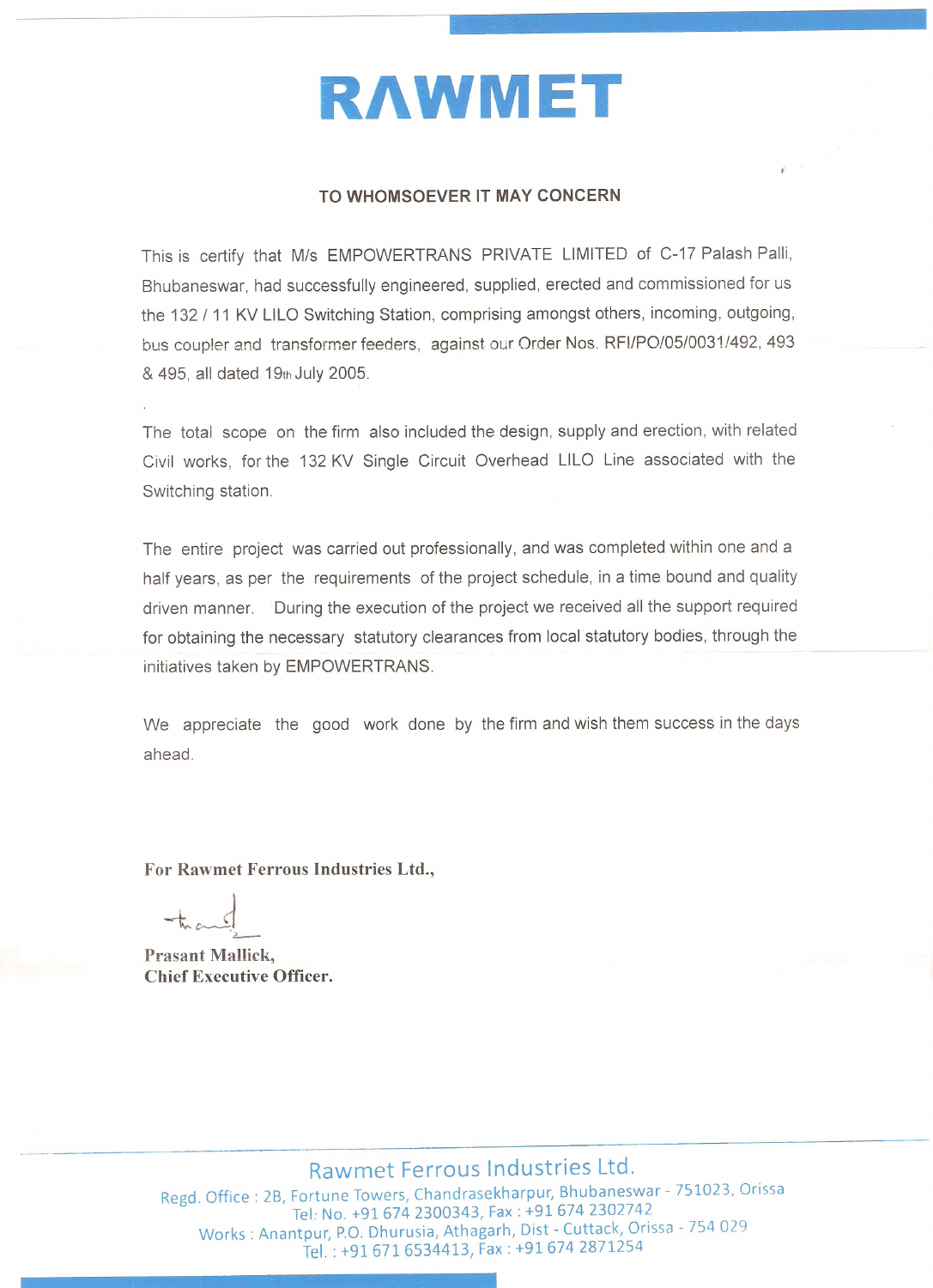# RAWMET

## TO WHOMSOEVER IT MAY CONCERN

This is certify that M/s EMPOWERTRANS PRIVATE LIMITED of C-17 Palash Palli, Bhubaneswar, had successfully engineered, supplied, erected and commissioned for us the 132 / 11 KV LILO Switching Station, comprising amongst others, incoming, outgoing, bus coupler and transformer feeders, against our Order Nos. RFI/PO/05/0031/492, 493 & 495, all dated 19th July 2005.

The total scope on the firm also included the design, supply and erection, with related Civil works, for the 132 KV Single Circuit Overhead LILO Line associated with the Switching station.

The entire project was carried out professionally, and was completed within one and a half years, as per the requirements of the project schedule, in a time bound and quality driven manner. During the execution of the project we received all the support required for obtaining the necessary statutory clearances from local statutory bodies, through the initiatives taken by EMPOWERTRANS.

We appreciate the good work done by the firm and wish them success in the days ahead.

**For Rawmet Ferrous Industries Ltd.,**

**Prasant Mallick,**
**Chief Executive Officer.**

Rawmet Ferrous Industries Ltd.
Regd. Office : 2B, Fortune Towers, Chandrasekharpur, Bhubaneswar - 751023, Orissa
Tel: No. +91 674 2300343, Fax : +91 674 2302742
Works : Anantpur, P.O. Dhurusia, Athagarh, Dist - Cuttack, Orissa - 754 029
Tel. : +91 671 6534413, Fax : +91 674 2871254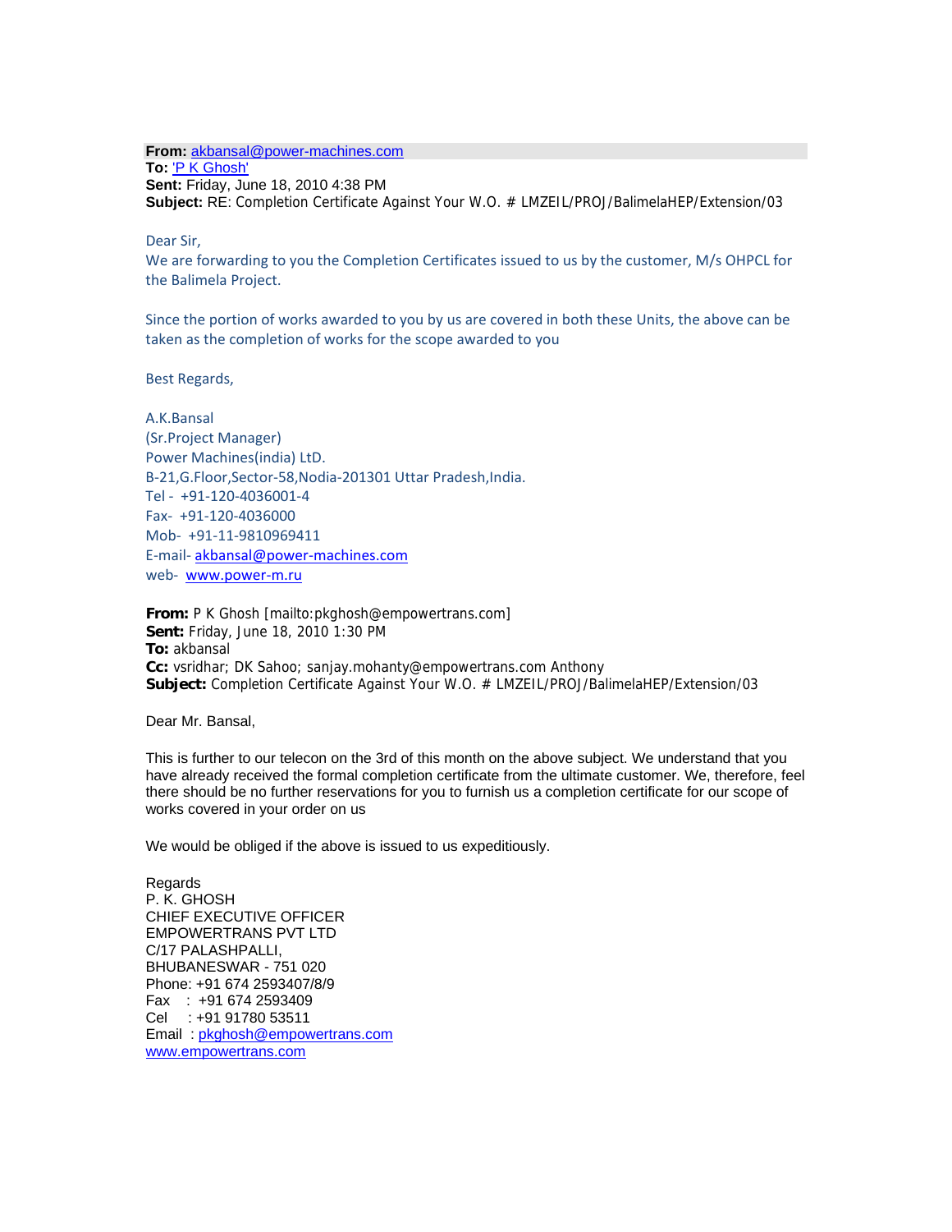**From:** akbansal@power-machines.com
**To:** 'P K Ghosh'
**Sent:** Friday, June 18, 2010 4:38 PM
**Subject:** RE: Completion Certificate Against Your W.O. # LMZEIL/PROJ/BalimelaHEP/Extension/03

Dear Sir,
We are forwarding to you the Completion Certificates issued to us by the customer, M/s OHPCL for the Balimela Project.

Since the portion of works awarded to you by us are covered in both these Units, the above can be taken as the completion of works for the scope awarded to you

Best Regards,

A.K.Bansal
(Sr.Project Manager)
Power Machines(india) LtD.
B-21,G.Floor,Sector-58,Nodia-201301 Uttar Pradesh,India.
Tel - +91-120-4036001-4
Fax- +91-120-4036000
Mob- +91-11-9810969411
E-mail- akbansal@power-machines.com
web- www.power-m.ru

**From:** P K Ghosh [mailto:pkghosh@empowertrans.com]
**Sent:** Friday, June 18, 2010 1:30 PM
**To:** akbansal
**Cc:** vsridhar; DK Sahoo; sanjay.mohanty@empowertrans.com Anthony
**Subject:** Completion Certificate Against Your W.O. # LMZEIL/PROJ/BalimelaHEP/Extension/03

Dear Mr. Bansal,

This is further to our telecon on the 3rd of this month on the above subject. We understand that you have already received the formal completion certificate from the ultimate customer. We, therefore, feel there should be no further reservations for you to furnish us a completion certificate for our scope of works covered in your order on us

We would be obliged if the above is issued to us expeditiously.

Regards
P. K. GHOSH
CHIEF EXECUTIVE OFFICER
EMPOWERTRANS PVT LTD
C/17 PALASHPALLI,
BHUBANESWAR - 751 020
Phone: +91 674 2593407/8/9
Fax : +91 674 2593409
Cel : +91 91780 53511
Email : pkghosh@empowertrans.com
www.empowertrans.com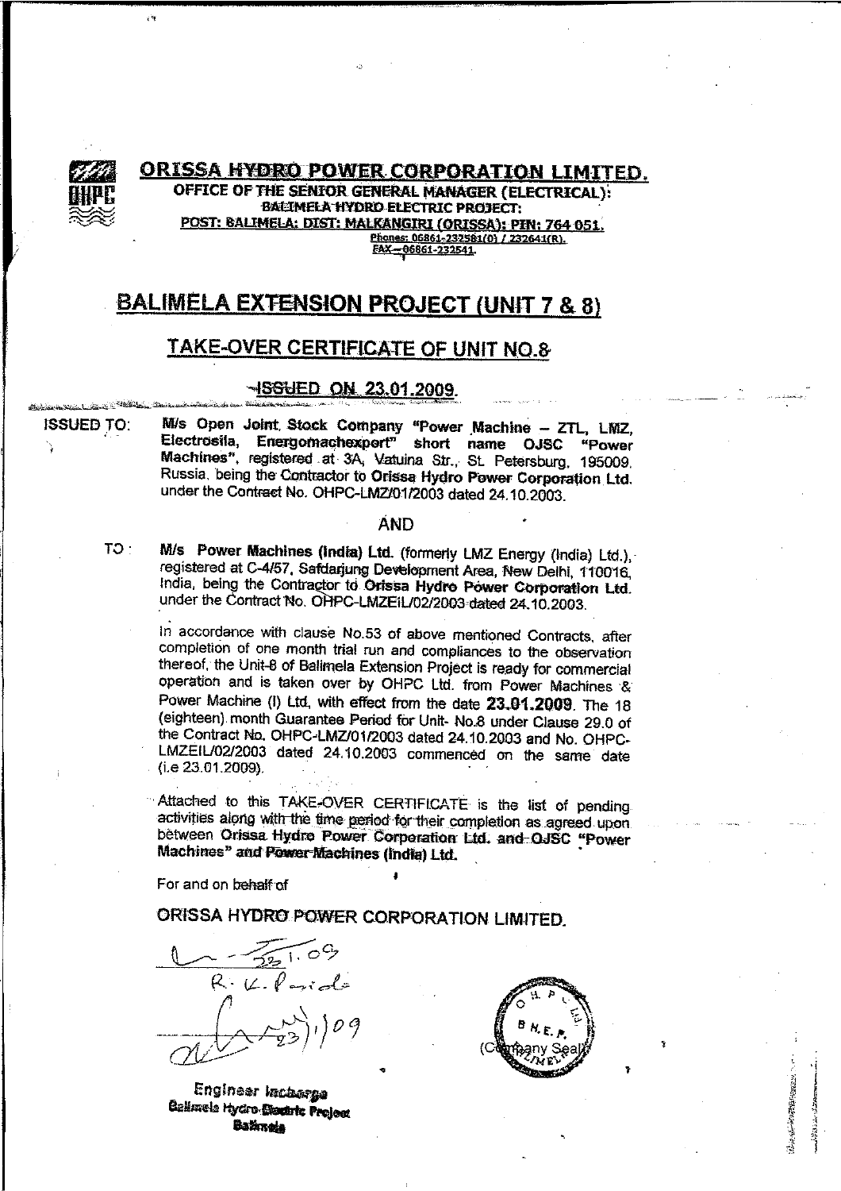**ORISSA HYDRO POWER CORPORATION LIMITED.**

**OFFICE OF THE SENIOR GENERAL MANAGER (ELECTRICAL):**
**BALIMELA HYDRO ELECTRIC PROJECT:**
**POST: BALIMELA: DIST: MALKANGIRI (ORISSA): PIN: 764 051.**
Phones: 06861-232581(O) / 232641(R).
FAX – 06861-232541.

# BALIMELA EXTENSION PROJECT (UNIT 7 & 8)

## TAKE-OVER CERTIFICATE OF UNIT NO.8

### ISSUED ON 23.01.2009.

ISSUED TO: **M/s Open Joint Stock Company "Power Machine – ZTL, LMZ, Electrosila, Energomachexport" short name OJSC "Power Machines"**, registered at 3A, Vatuina Str., St. Petersburg, 195009. Russia, being the Contractor to **Orissa Hydro Power Corporation Ltd.** under the Contract No. OHPC-LMZ/01/2003 dated 24.10.2003.

AND

TO : **M/s Power Machines (India) Ltd.** (formerly LMZ Energy (India) Ltd.), registered at C-4/57, Safdarjung Development Area, New Delhi, 110016, India, being the Contractor to **Orissa Hydro Power Corporation Ltd.** under the Contract No. OHPC-LMZEIL/02/2003 dated 24.10.2003.

In accordance with clause No.53 of above mentioned Contracts, after completion of one month trial run and compliances to the observation thereof, the Unit-8 of Balimela Extension Project is ready for commercial operation and is taken over by OHPC Ltd. from Power Machines & Power Machine (I) Ltd, with effect from the date **23.01.2009**. The 18 (eighteen) month Guarantee Period for Unit- No.8 under Clause 29.0 of the Contract No. OHPC-LMZ/01/2003 dated 24.10.2003 and No. OHPC-LMZEIL/02/2003 dated 24.10.2003 commenced on the same date (i.e 23.01.2009).

Attached to this TAKE-OVER CERTIFICATE is the list of pending activities along with the time period for their completion as agreed upon between **Orissa Hydro Power Corporation Ltd.** and OJSC "**Power Machines**" and **Power Machines (India) Ltd.**

For and on behalf of

ORISSA HYDRO POWER CORPORATION LIMITED.

23.1.09
R. K. Panda

23/1/09

**Engineer Incharge**
**Balimela Hydro Electric Project**
**Balimela**

(Company Seal)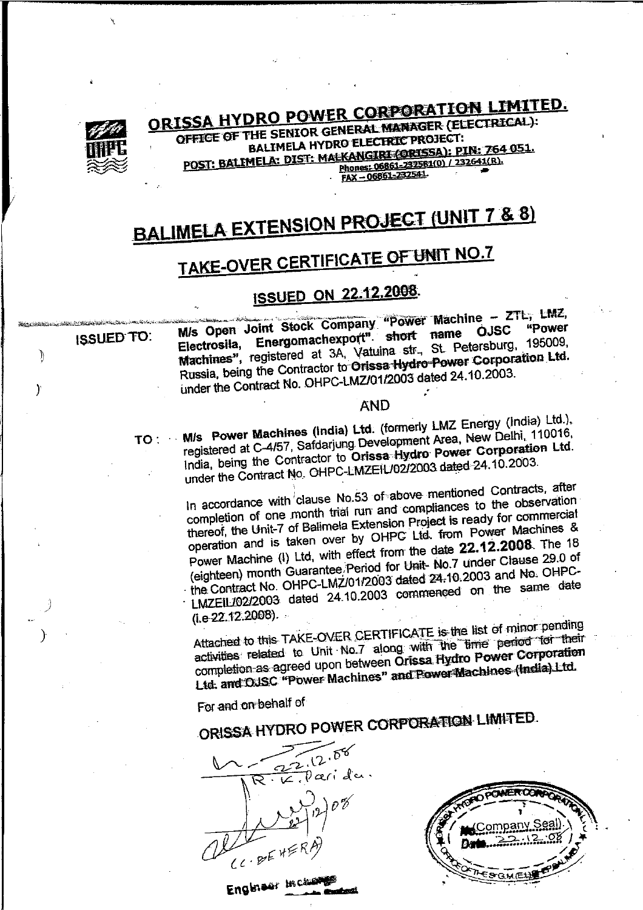# ORISSA HYDRO POWER CORPORATION LIMITED.

OFFICE OF THE SENIOR GENERAL MANAGER (ELECTRICAL):
BALIMELA HYDRO ELECTRIC PROJECT:
POST: BALIMELA: DIST: MALKANGIRI (ORISSA): PIN: 764 051.
Phones: 06861-232581(O) / 232641(R).
FAX – 06861-232541.

# BALIMELA EXTENSION PROJECT (UNIT 7 & 8)

## TAKE-OVER CERTIFICATE OF UNIT NO.7

## ISSUED ON 22.12.2008.

**ISSUED TO:** M/s Open Joint Stock Company "Power Machine – ZTL, LMZ, Electrosila, Energomachexport". short name OJSC "Power Machines", registered at 3A, Vatuina str., St. Petersburg, 195009, Russia, being the Contractor to **Orissa Hydro Power Corporation Ltd.** under the Contract No. OHPC-LMZ/01/2003 dated 24.10.2003.

AND

**TO:** **M/s Power Machines (India) Ltd.** (formerly LMZ Energy (India) Ltd.), registered at C-4/57, Safdarjung Development Area, New Delhi, 110016, India, being the Contractor to **Orissa Hydro Power Corporation Ltd.** under the Contract No. OHPC-LMZEIL/02/2003 dated 24.10.2003.

In accordance with clause No.53 of above mentioned Contracts, after completion of one month trial run and compliances to the observation thereof, the Unit-7 of Balimela Extension Project is ready for commercial operation and is taken over by OHPC Ltd. from Power Machines & Power Machine (I) Ltd, with effect from the date **22.12.2008**. The 18 (eighteen) month Guarantee Period for Unit- No.7 under Clause 29.0 of the Contract No. OHPC-LMZ/01/2003 dated 24.10.2003 and No. OHPC-LMZEIL/02/2003 dated 24.10.2003 commenced on the same date (i.e 22.12.2008).

Attached to this TAKE-OVER CERTIFICATE is the list of minor pending activities related to Unit No.7 along with the time period for their completion as agreed upon between **Orissa Hydro Power Corporation Ltd.** and **OJSC "Power Machines"** and **Power Machines (India) Ltd.**

For and on behalf of

**ORISSA HYDRO POWER CORPORATION LIMITED.**

22.12.08
R. K. Parida.

22/12/08
(C. BEHERA)

Engineer In-Charge

(Company Seal)
Date 22.12.08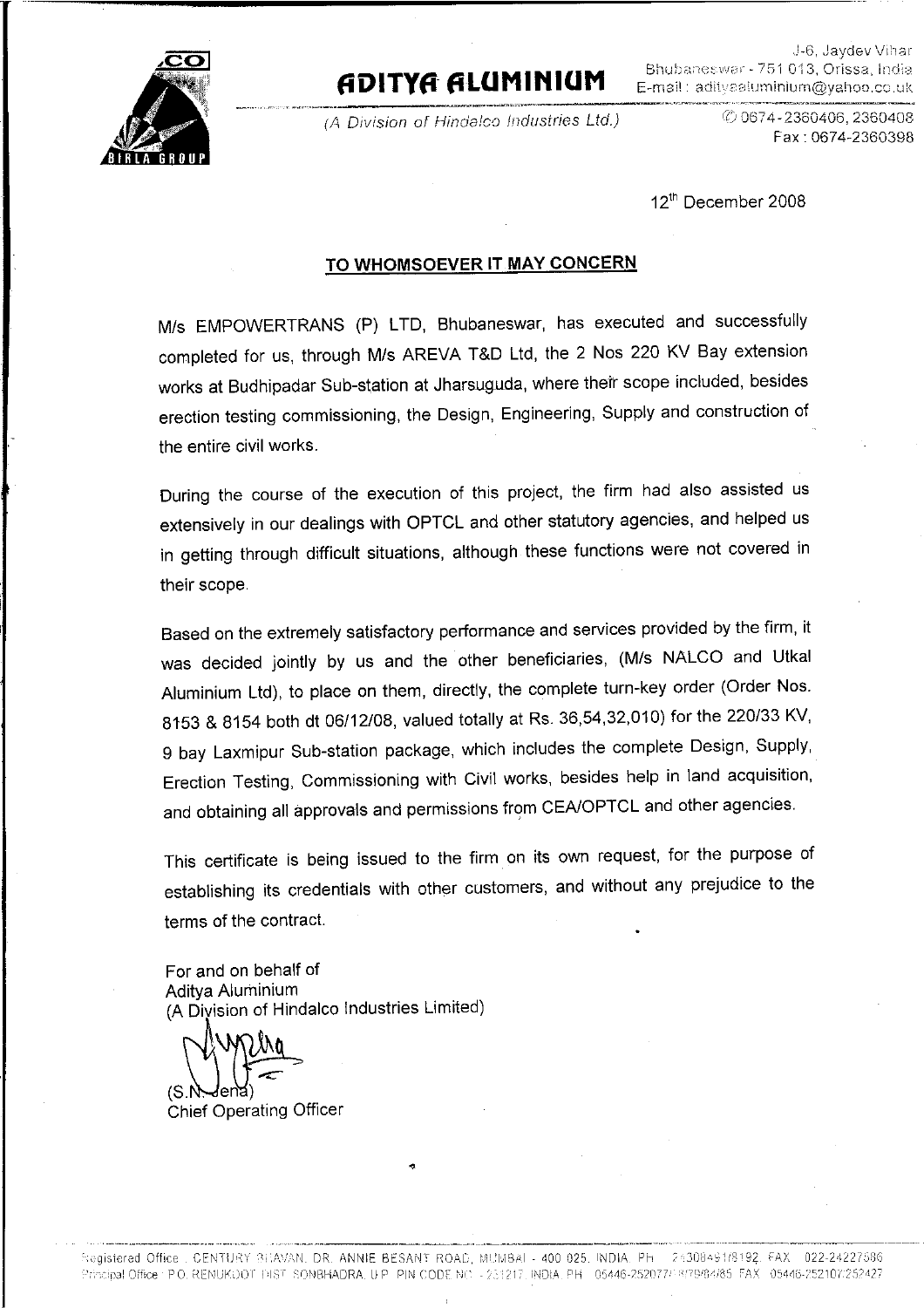**ADITYA ALUMINIUM**

(A Division of Hindalco Industries Ltd.)

J-6, Jaydev Vihar
Bhubaneswar - 751 013, Orissa, India
E-mail : adityaaluminium@yahoo.co.uk
✆ 0674-2360406, 2360408
Fax : 0674-2360398

12th December 2008

## TO WHOMSOEVER IT MAY CONCERN

M/s EMPOWERTRANS (P) LTD, Bhubaneswar, has executed and successfully completed for us, through M/s AREVA T&D Ltd, the 2 Nos 220 KV Bay extension works at Budhipadar Sub-station at Jharsuguda, where their scope included, besides erection testing commissioning, the Design, Engineering, Supply and construction of the entire civil works.

During the course of the execution of this project, the firm had also assisted us extensively in our dealings with OPTCL and other statutory agencies, and helped us in getting through difficult situations, although these functions were not covered in their scope.

Based on the extremely satisfactory performance and services provided by the firm, it was decided jointly by us and the other beneficiaries, (M/s NALCO and Utkal Aluminium Ltd), to place on them, directly, the complete turn-key order (Order Nos. 8153 & 8154 both dt 06/12/08, valued totally at Rs. 36,54,32,010) for the 220/33 KV, 9 bay Laxmipur Sub-station package, which includes the complete Design, Supply, Erection Testing, Commissioning with Civil works, besides help in land acquisition, and obtaining all approvals and permissions from CEA/OPTCL and other agencies.

This certificate is being issued to the firm on its own request, for the purpose of establishing its credentials with other customers, and without any prejudice to the terms of the contract.

For and on behalf of
Aditya Aluminium
(A Division of Hindalco Industries Limited)

(S.N. Jena)
Chief Operating Officer

Registered Office : CENTURY BHAVAN, DR. ANNIE BESANT ROAD, MUMBAI - 400 025, INDIA. PH : 24308491/8192, FAX : 022-24227586
Principal Office : P.O. RENUKOOT DIST SONBHADRA, U.P. PIN CODE NO - 231217, INDIA. PH : 05446-252077/78/79/84/85 FAX : 05446-252107/252427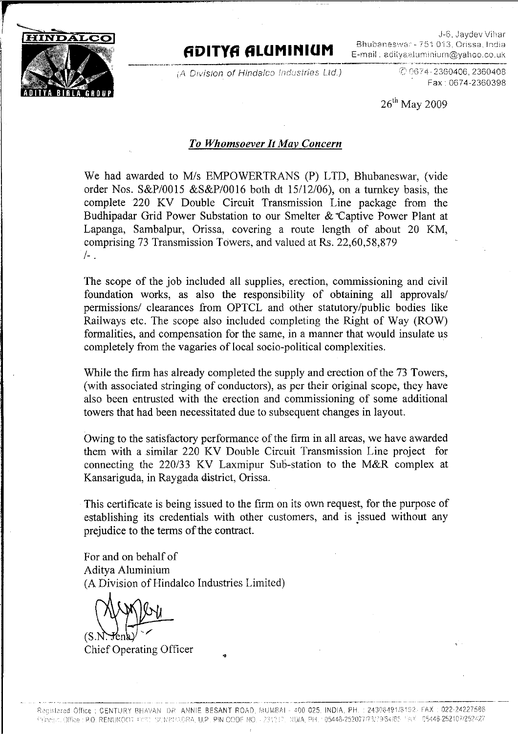**HINDALCO**

**ADITYA BIRLA GROUP**

# ADITYA ALUMINIUM

(A Division of Hindalco Industries Ltd.)

J-6, Jaydev Vihar
Bhubaneswar - 751 013, Orissa, India
E-mail : adityaaluminium@yahoo.co.uk
Ⓒ 0674-2360406, 2360408
Fax : 0674-2360398

26th May 2009

## *To Whomsoever It May Concern*

We had awarded to M/s EMPOWERTRANS (P) LTD, Bhubaneswar, (vide order Nos. S&P/0015 &S&P/0016 both dt 15/12/06), on a turnkey basis, the complete 220 KV Double Circuit Transmission Line package from the Budhipadar Grid Power Substation to our Smelter & Captive Power Plant at Lapanga, Sambalpur, Orissa, covering a route length of about 20 KM, comprising 73 Transmission Towers, and valued at Rs. 22,60,58,879 /- .

The scope of the job included all supplies, erection, commissioning and civil foundation works, as also the responsibility of obtaining all approvals/ permissions/ clearances from OPTCL and other statutory/public bodies like Railways etc. The scope also included completing the Right of Way (ROW) formalities, and compensation for the same, in a manner that would insulate us completely from the vagaries of local socio-political complexities.

While the firm has already completed the supply and erection of the 73 Towers, (with associated stringing of conductors), as per their original scope, they have also been entrusted with the erection and commissioning of some additional towers that had been necessitated due to subsequent changes in layout.

Owing to the satisfactory performance of the firm in all areas, we have awarded them with a similar 220 KV Double Circuit Transmission Line project for connecting the 220/33 KV Laxmipur Sub-station to the M&R complex at Kansariguda, in Raygada district, Orissa.

This certificate is being issued to the firm on its own request, for the purpose of establishing its credentials with other customers, and is issued without any prejudice to the terms of the contract.

For and on behalf of
Aditya Aluminium
(A Division of Hindalco Industries Limited)

(S.N. Jena)
Chief Operating Officer

Registered Office : CENTURY BHAVAN, DR. ANNIE BESANT ROAD, MUMBAI - 400 025, INDIA, PH. : 24308491/8192, FAX : 022-24227586
Principal Office : P.O. RENUKOOT, DIST. SONBHADRA, U.P. PIN CODE NO. : 231217, INDIA, PH. : 05446-252077/73/79/54/85, FAX : 05446-252107/252427